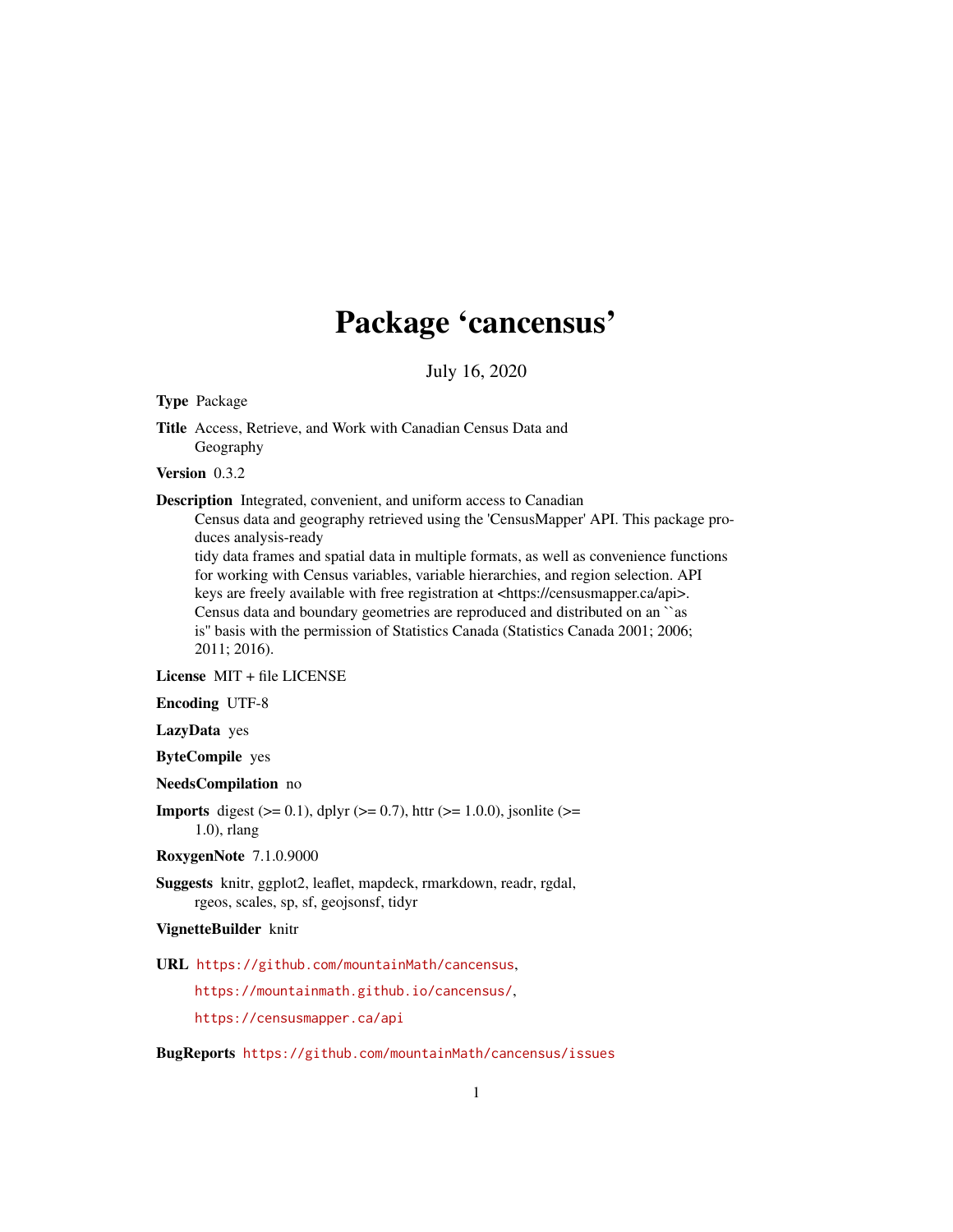# Package 'cancensus'

July 16, 2020

**Type** Package

**Title** Access, Retrieve, and Work with Canadian Census Data and Geography

**Version** 0.3.2

**Description** Integrated, convenient, and uniform access to Canadian Census data and geography retrieved using the 'CensusMapper' API. This package produces analysis-ready tidy data frames and spatial data in multiple formats, as well as convenience functions for working with Census variables, variable hierarchies, and region selection. API keys are freely available with free registration at <https://censusmapper.ca/api>. Census data and boundary geometries are reproduced and distributed on an ``as is'' basis with the permission of Statistics Canada (Statistics Canada 2001; 2006; 2011; 2016).

**License** MIT + file LICENSE

**Encoding** UTF-8

**LazyData** yes

**ByteCompile** yes

**NeedsCompilation** no

**Imports** digest (>= 0.1), dplyr (>= 0.7), httr (>= 1.0.0), jsonlite (>= 1.0), rlang

**RoxygenNote** 7.1.0.9000

**Suggests** knitr, ggplot2, leaflet, mapdeck, rmarkdown, readr, rgdal, rgeos, scales, sp, sf, geojsonsf, tidyr

**VignetteBuilder** knitr

**URL** https://github.com/mountainMath/cancensus,
https://mountainmath.github.io/cancensus/,
https://censusmapper.ca/api

**BugReports** https://github.com/mountainMath/cancensus/issues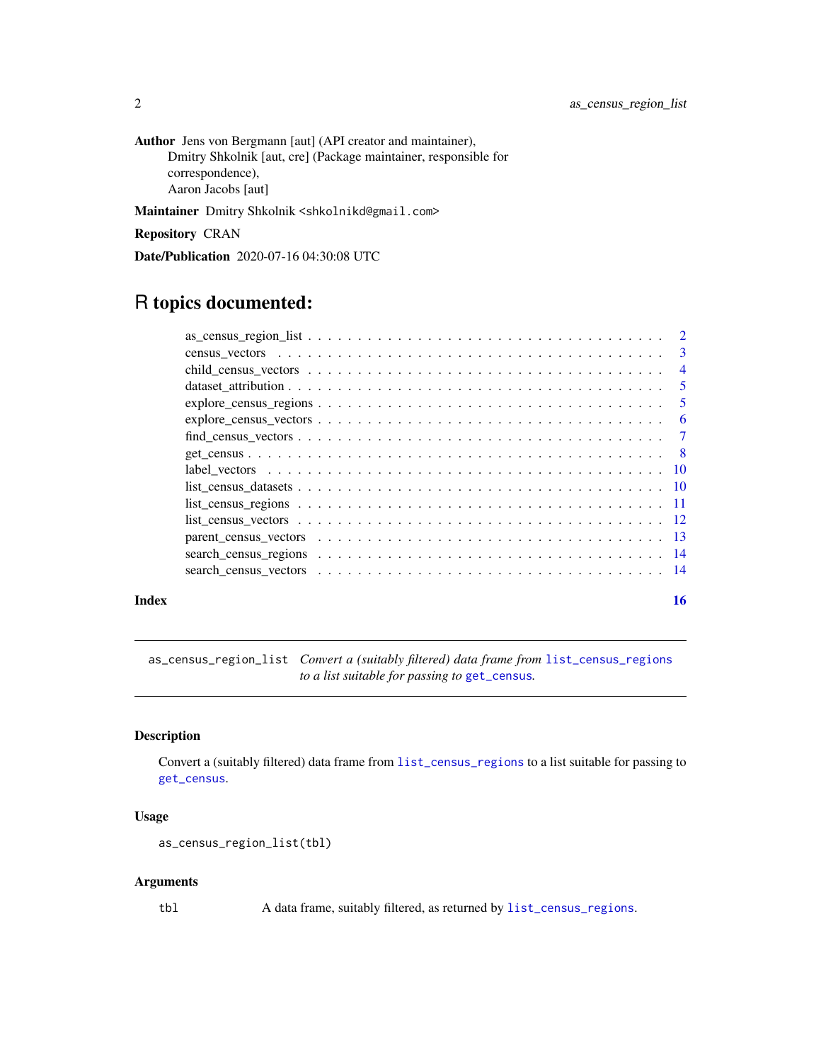**Author** Jens von Bergmann [aut] (API creator and maintainer),
Dmitry Shkolnik [aut, cre] (Package maintainer, responsible for correspondence),
Aaron Jacobs [aut]

**Maintainer** Dmitry Shkolnik <shkolnikd@gmail.com>

**Repository** CRAN

**Date/Publication** 2020-07-16 04:30:08 UTC

# R topics documented:

| | |
|---|---|
| as_census_region_list | 2 |
| census_vectors | 3 |
| child_census_vectors | 4 |
| dataset_attribution | 5 |
| explore_census_regions | 5 |
| explore_census_vectors | 6 |
| find_census_vectors | 7 |
| get_census | 8 |
| label_vectors | 10 |
| list_census_datasets | 10 |
| list_census_regions | 11 |
| list_census_vectors | 12 |
| parent_census_vectors | 13 |
| search_census_regions | 14 |
| search_census_vectors | 14 |
| **Index** | **16** |

---

`as_census_region_list` *Convert a (suitably filtered) data frame from* `list_census_regions` *to a list suitable for passing to* `get_census`*.*

---

### Description

Convert a (suitably filtered) data frame from `list_census_regions` to a list suitable for passing to `get_census`.

### Usage

```
as_census_region_list(tbl)
```

### Arguments

`tbl` A data frame, suitably filtered, as returned by `list_census_regions`.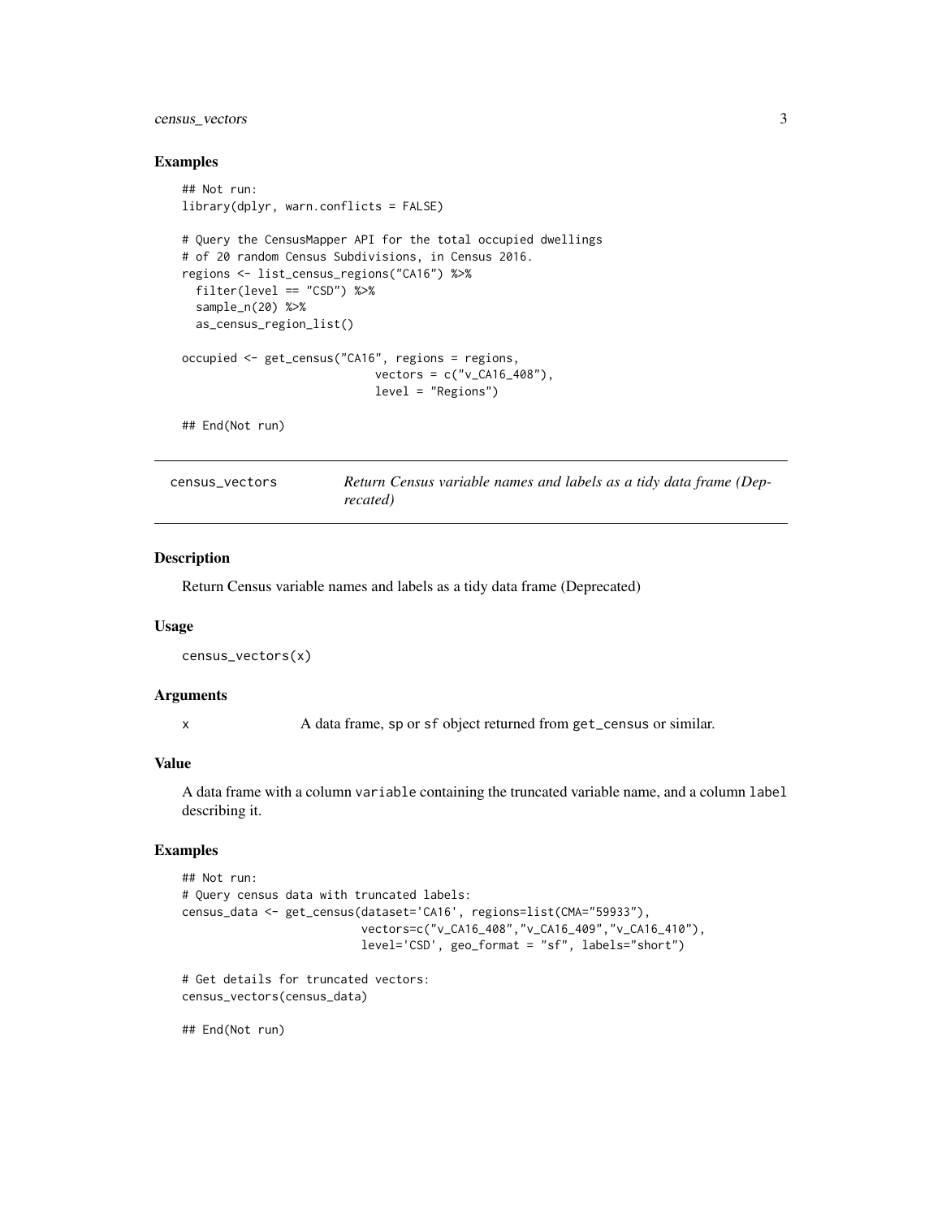### Examples

```
## Not run:
library(dplyr, warn.conflicts = FALSE)

# Query the CensusMapper API for the total occupied dwellings
# of 20 random Census Subdivisions, in Census 2016.
regions <- list_census_regions("CA16") %>%
  filter(level == "CSD") %>%
  sample_n(20) %>%
  as_census_region_list()

occupied <- get_census("CA16", regions = regions,
                            vectors = c("v_CA16_408"),
                            level = "Regions")

## End(Not run)
```

## census_vectors    *Return Census variable names and labels as a tidy data frame (Deprecated)*

### Description

Return Census variable names and labels as a tidy data frame (Deprecated)

### Usage

```
census_vectors(x)
```

### Arguments

x    A data frame, sp or sf object returned from get_census or similar.

### Value

A data frame with a column variable containing the truncated variable name, and a column label describing it.

### Examples

```
## Not run:
# Query census data with truncated labels:
census_data <- get_census(dataset='CA16', regions=list(CMA="59933"),
                          vectors=c("v_CA16_408","v_CA16_409","v_CA16_410"),
                          level='CSD', geo_format = "sf", labels="short")

# Get details for truncated vectors:
census_vectors(census_data)

## End(Not run)
```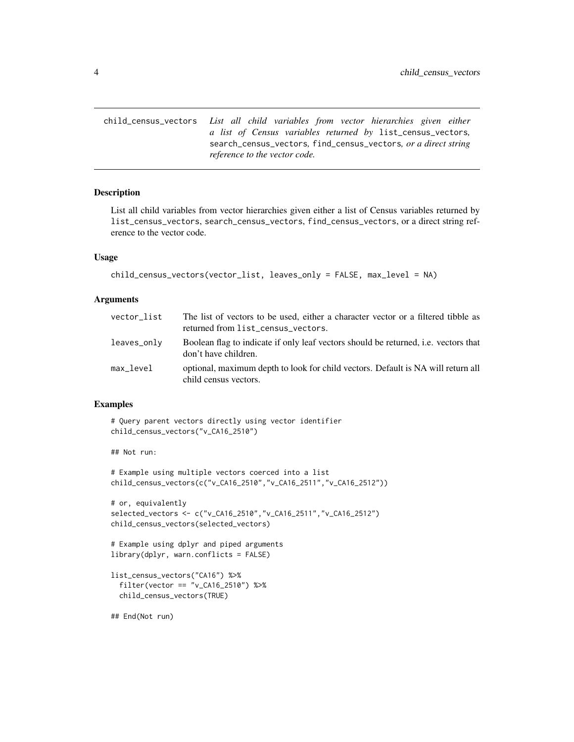## child_census_vectors

*List all child variables from vector hierarchies given either a list of Census variables returned by* `list_census_vectors`*,* `search_census_vectors`*,* `find_census_vectors`*, or a direct string reference to the vector code.*

### Description

List all child variables from vector hierarchies given either a list of Census variables returned by `list_census_vectors`, `search_census_vectors`, `find_census_vectors`, or a direct string reference to the vector code.

### Usage

```
child_census_vectors(vector_list, leaves_only = FALSE, max_level = NA)
```

### Arguments

| | |
|---|---|
| `vector_list` | The list of vectors to be used, either a character vector or a filtered tibble as returned from `list_census_vectors`. |
| `leaves_only` | Boolean flag to indicate if only leaf vectors should be returned, i.e. vectors that don't have children. |
| `max_level` | optional, maximum depth to look for child vectors. Default is NA will return all child census vectors. |

### Examples

```
# Query parent vectors directly using vector identifier
child_census_vectors("v_CA16_2510")

## Not run:

# Example using multiple vectors coerced into a list
child_census_vectors(c("v_CA16_2510","v_CA16_2511","v_CA16_2512"))

# or, equivalently
selected_vectors <- c("v_CA16_2510","v_CA16_2511","v_CA16_2512")
child_census_vectors(selected_vectors)

# Example using dplyr and piped arguments
library(dplyr, warn.conflicts = FALSE)

list_census_vectors("CA16") %>%
  filter(vector == "v_CA16_2510") %>%
  child_census_vectors(TRUE)

## End(Not run)
```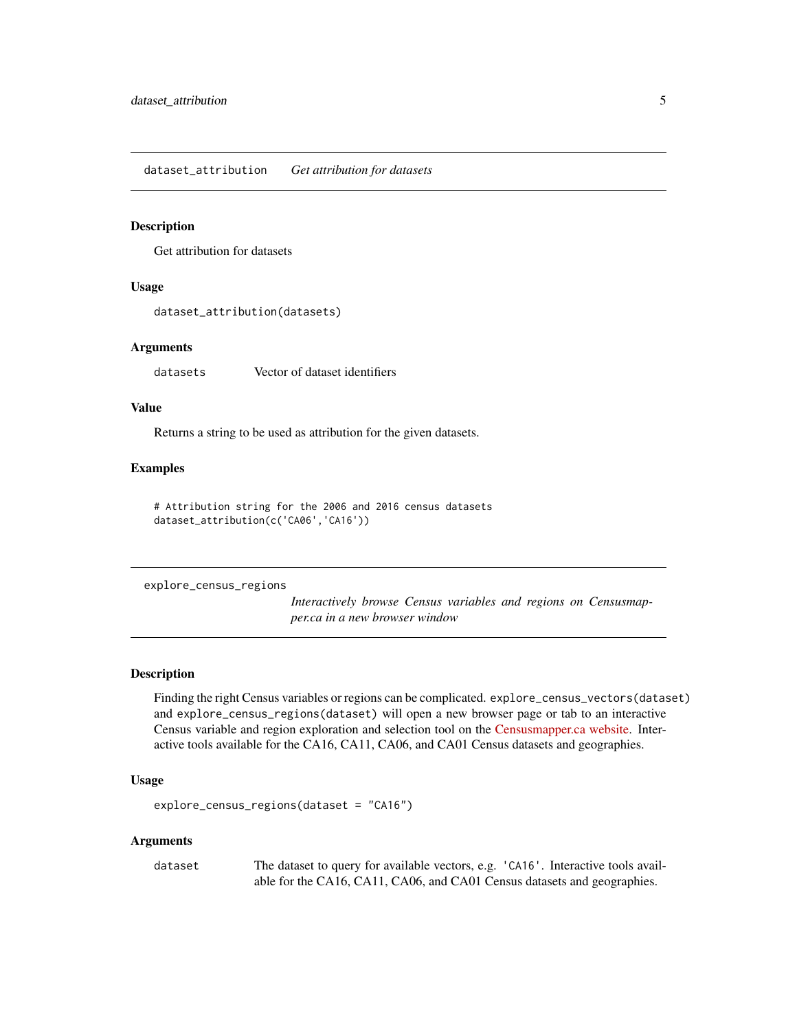## dataset_attribution — *Get attribution for datasets*

### Description

Get attribution for datasets

### Usage

```
dataset_attribution(datasets)
```

### Arguments

| | |
|---|---|
| datasets | Vector of dataset identifiers |

### Value

Returns a string to be used as attribution for the given datasets.

### Examples

```
# Attribution string for the 2006 and 2016 census datasets
dataset_attribution(c('CA06','CA16'))
```

## explore_census_regions — *Interactively browse Census variables and regions on Censusmapper.ca in a new browser window*

### Description

Finding the right Census variables or regions can be complicated. `explore_census_vectors(dataset)` and `explore_census_regions(dataset)` will open a new browser page or tab to an interactive Census variable and region exploration and selection tool on the Censusmapper.ca website. Interactive tools available for the CA16, CA11, CA06, and CA01 Census datasets and geographies.

### Usage

```
explore_census_regions(dataset = "CA16")
```

### Arguments

| | |
|---|---|
| dataset | The dataset to query for available vectors, e.g. `'CA16'`. Interactive tools available for the CA16, CA11, CA06, and CA01 Census datasets and geographies. |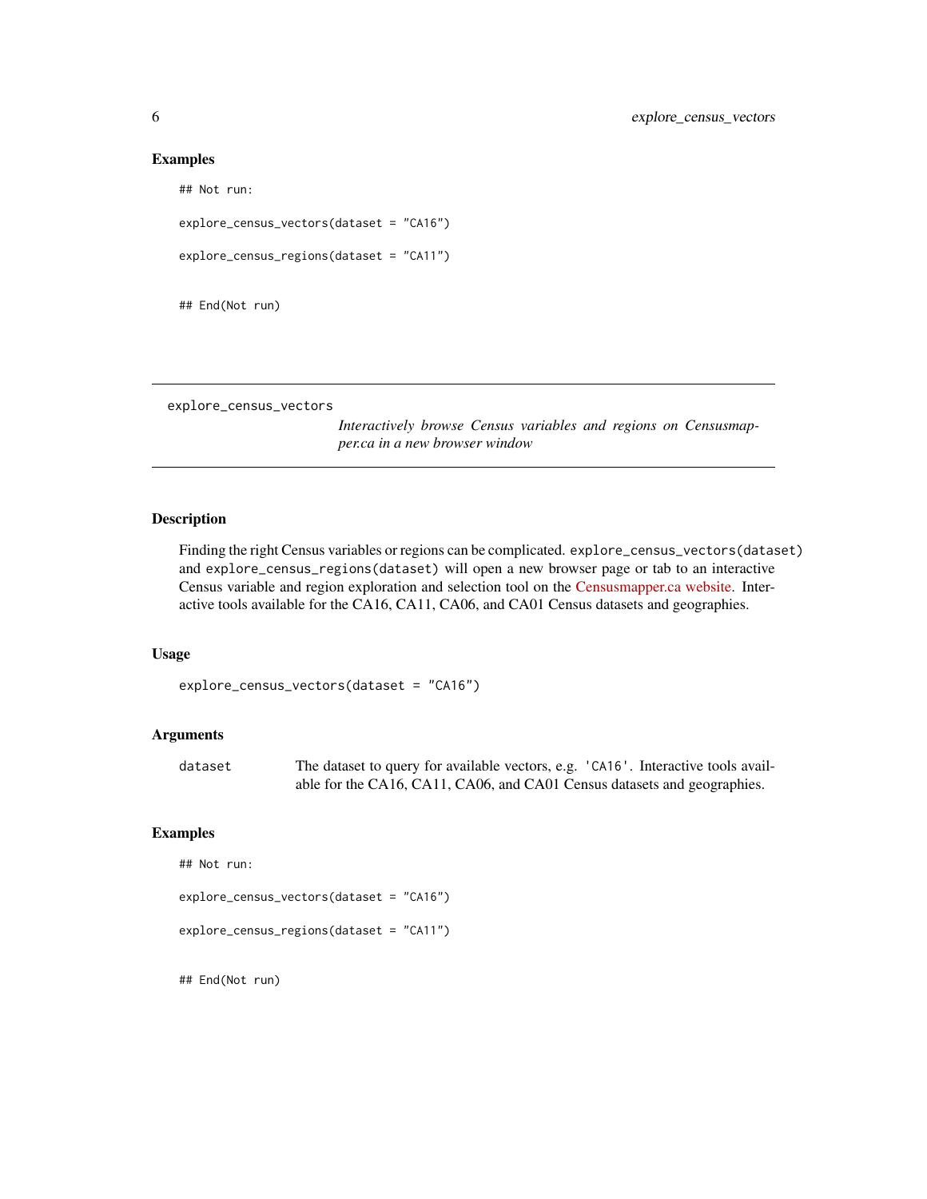### Examples

```
## Not run:

explore_census_vectors(dataset = "CA16")

explore_census_regions(dataset = "CA11")


## End(Not run)
```

---

## explore_census_vectors

*Interactively browse Census variables and regions on Censusmapper.ca in a new browser window*

---

### Description

Finding the right Census variables or regions can be complicated. `explore_census_vectors(dataset)` and `explore_census_regions(dataset)` will open a new browser page or tab to an interactive Census variable and region exploration and selection tool on the Censusmapper.ca website. Interactive tools available for the CA16, CA11, CA06, and CA01 Census datasets and geographies.

### Usage

```
explore_census_vectors(dataset = "CA16")
```

### Arguments

| | |
|---|---|
| `dataset` | The dataset to query for available vectors, e.g. `'CA16'`. Interactive tools available for the CA16, CA11, CA06, and CA01 Census datasets and geographies. |

### Examples

```
## Not run:

explore_census_vectors(dataset = "CA16")

explore_census_regions(dataset = "CA11")


## End(Not run)
```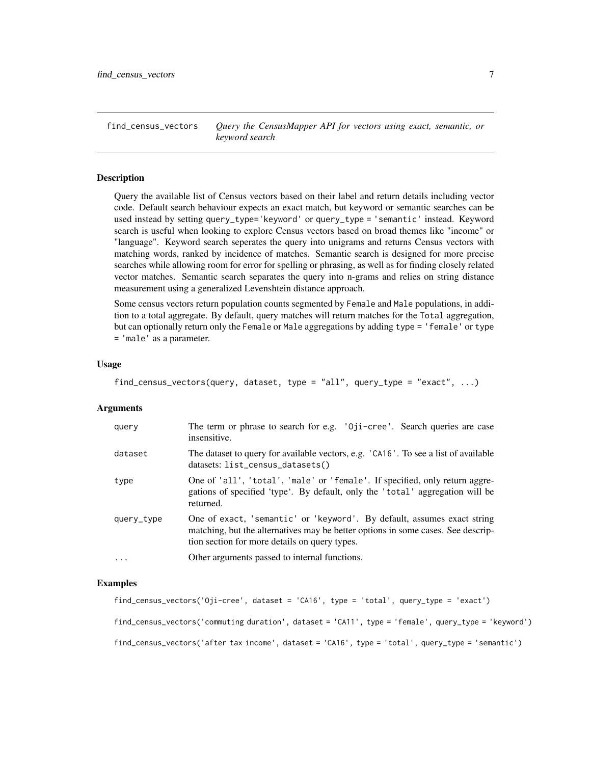## find_census_vectors

*Query the CensusMapper API for vectors using exact, semantic, or keyword search*

### Description

Query the available list of Census vectors based on their label and return details including vector code. Default search behaviour expects an exact match, but keyword or semantic searches can be used instead by setting `query_type='keyword'` or `query_type = 'semantic'` instead. Keyword search is useful when looking to explore Census vectors based on broad themes like "income" or "language". Keyword search seperates the query into unigrams and returns Census vectors with matching words, ranked by incidence of matches. Semantic search is designed for more precise searches while allowing room for error for spelling or phrasing, as well as for finding closely related vector matches. Semantic search separates the query into n-grams and relies on string distance measurement using a generalized Levenshtein distance approach.

Some census vectors return population counts segmented by `Female` and `Male` populations, in addition to a total aggregate. By default, query matches will return matches for the `Total` aggregation, but can optionally return only the `Female` or `Male` aggregations by adding `type = 'female'` or `type = 'male'` as a parameter.

### Usage

```
find_census_vectors(query, dataset, type = "all", query_type = "exact", ...)
```

### Arguments

| | |
|---|---|
| `query` | The term or phrase to search for e.g. `'Oji-cree'`. Search queries are case insensitive. |
| `dataset` | The dataset to query for available vectors, e.g. `'CA16'`. To see a list of available datasets: `list_census_datasets()` |
| `type` | One of `'all'`, `'total'`, `'male'` or `'female'`. If specified, only return aggregations of specified 'type'. By default, only the `'total'` aggregation will be returned. |
| `query_type` | One of `exact`, `'semantic'` or `'keyword'`. By default, assumes exact string matching, but the alternatives may be better options in some cases. See description section for more details on query types. |
| `...` | Other arguments passed to internal functions. |

### Examples

```
find_census_vectors('Oji-cree', dataset = 'CA16', type = 'total', query_type = 'exact')

find_census_vectors('commuting duration', dataset = 'CA11', type = 'female', query_type = 'keyword')

find_census_vectors('after tax income', dataset = 'CA16', type = 'total', query_type = 'semantic')
```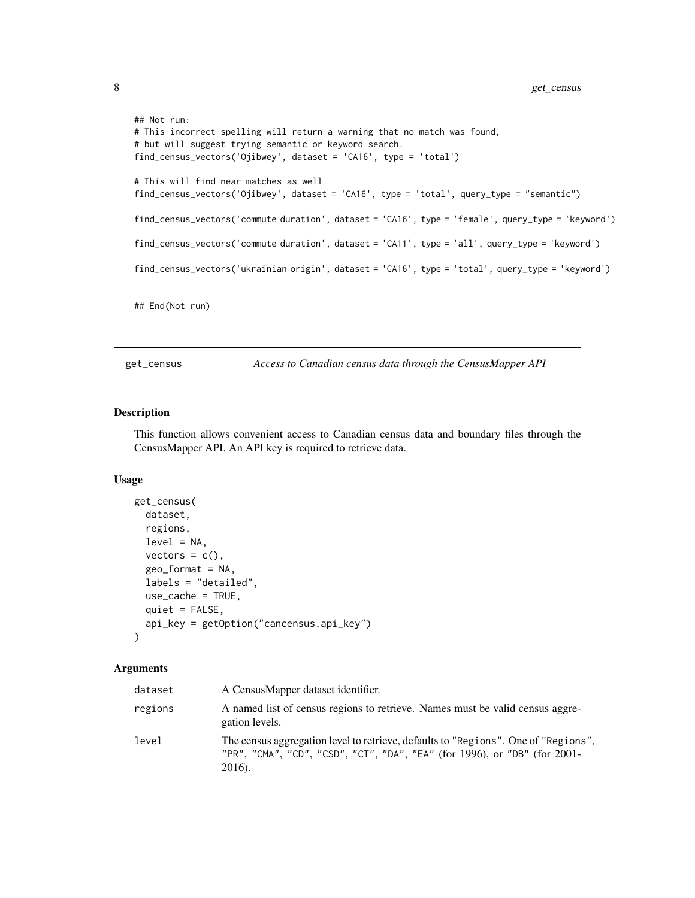```
## Not run:
# This incorrect spelling will return a warning that no match was found,
# but will suggest trying semantic or keyword search.
find_census_vectors('Ojibwey', dataset = 'CA16', type = 'total')

# This will find near matches as well
find_census_vectors('Ojibwey', dataset = 'CA16', type = 'total', query_type = "semantic")

find_census_vectors('commute duration', dataset = 'CA16', type = 'female', query_type = 'keyword')

find_census_vectors('commute duration', dataset = 'CA11', type = 'all', query_type = 'keyword')

find_census_vectors('ukrainian origin', dataset = 'CA16', type = 'total', query_type = 'keyword')


## End(Not run)
```

---

## get_census — *Access to Canadian census data through the CensusMapper API*

### Description

This function allows convenient access to Canadian census data and boundary files through the CensusMapper API. An API key is required to retrieve data.

### Usage

```
get_census(
  dataset,
  regions,
  level = NA,
  vectors = c(),
  geo_format = NA,
  labels = "detailed",
  use_cache = TRUE,
  quiet = FALSE,
  api_key = getOption("cancensus.api_key")
)
```

### Arguments

| | |
|---|---|
| dataset | A CensusMapper dataset identifier. |
| regions | A named list of census regions to retrieve. Names must be valid census aggregation levels. |
| level | The census aggregation level to retrieve, defaults to "Regions". One of "Regions", "PR", "CMA", "CD", "CSD", "CT", "DA", "EA" (for 1996), or "DB" (for 2001-2016). |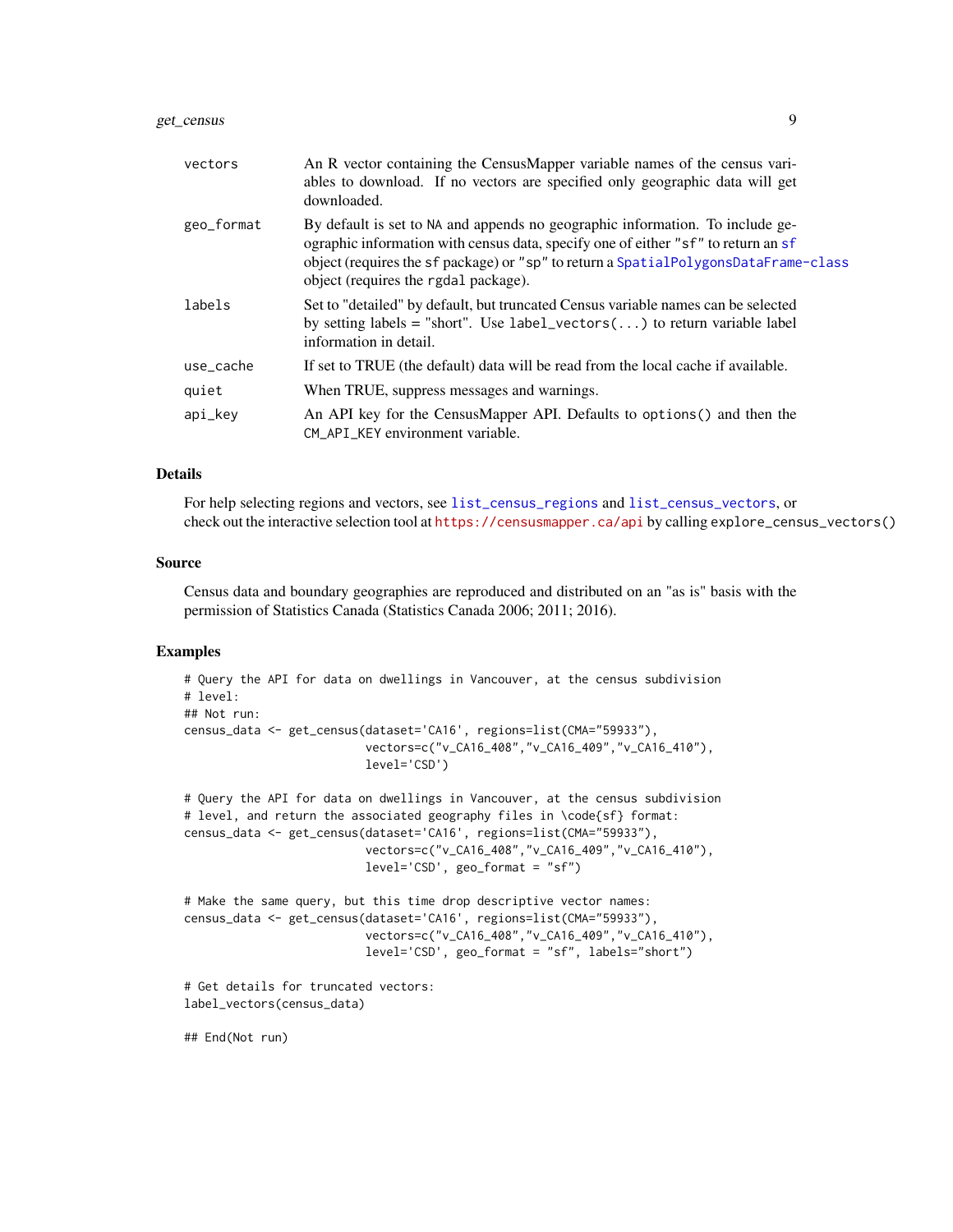| | |
|---|---|
| `vectors` | An R vector containing the CensusMapper variable names of the census variables to download. If no vectors are specified only geographic data will get downloaded. |
| `geo_format` | By default is set to `NA` and appends no geographic information. To include geographic information with census data, specify one of either `"sf"` to return an `sf` object (requires the `sf` package) or `"sp"` to return a `SpatialPolygonsDataFrame-class` object (requires the `rgdal` package). |
| `labels` | Set to "detailed" by default, but truncated Census variable names can be selected by setting labels = "short". Use `label_vectors(...)` to return variable label information in detail. |
| `use_cache` | If set to TRUE (the default) data will be read from the local cache if available. |
| `quiet` | When TRUE, suppress messages and warnings. |
| `api_key` | An API key for the CensusMapper API. Defaults to `options()` and then the `CM_API_KEY` environment variable. |

## Details

For help selecting regions and vectors, see `list_census_regions` and `list_census_vectors`, or check out the interactive selection tool at `https://censusmapper.ca/api` by calling `explore_census_vectors()`

## Source

Census data and boundary geographies are reproduced and distributed on an "as is" basis with the permission of Statistics Canada (Statistics Canada 2006; 2011; 2016).

## Examples

```
# Query the API for data on dwellings in Vancouver, at the census subdivision
# level:
## Not run:
census_data <- get_census(dataset='CA16', regions=list(CMA="59933"),
                          vectors=c("v_CA16_408","v_CA16_409","v_CA16_410"),
                          level='CSD')

# Query the API for data on dwellings in Vancouver, at the census subdivision
# level, and return the associated geography files in \code{sf} format:
census_data <- get_census(dataset='CA16', regions=list(CMA="59933"),
                          vectors=c("v_CA16_408","v_CA16_409","v_CA16_410"),
                          level='CSD', geo_format = "sf")

# Make the same query, but this time drop descriptive vector names:
census_data <- get_census(dataset='CA16', regions=list(CMA="59933"),
                          vectors=c("v_CA16_408","v_CA16_409","v_CA16_410"),
                          level='CSD', geo_format = "sf", labels="short")

# Get details for truncated vectors:
label_vectors(census_data)

## End(Not run)
```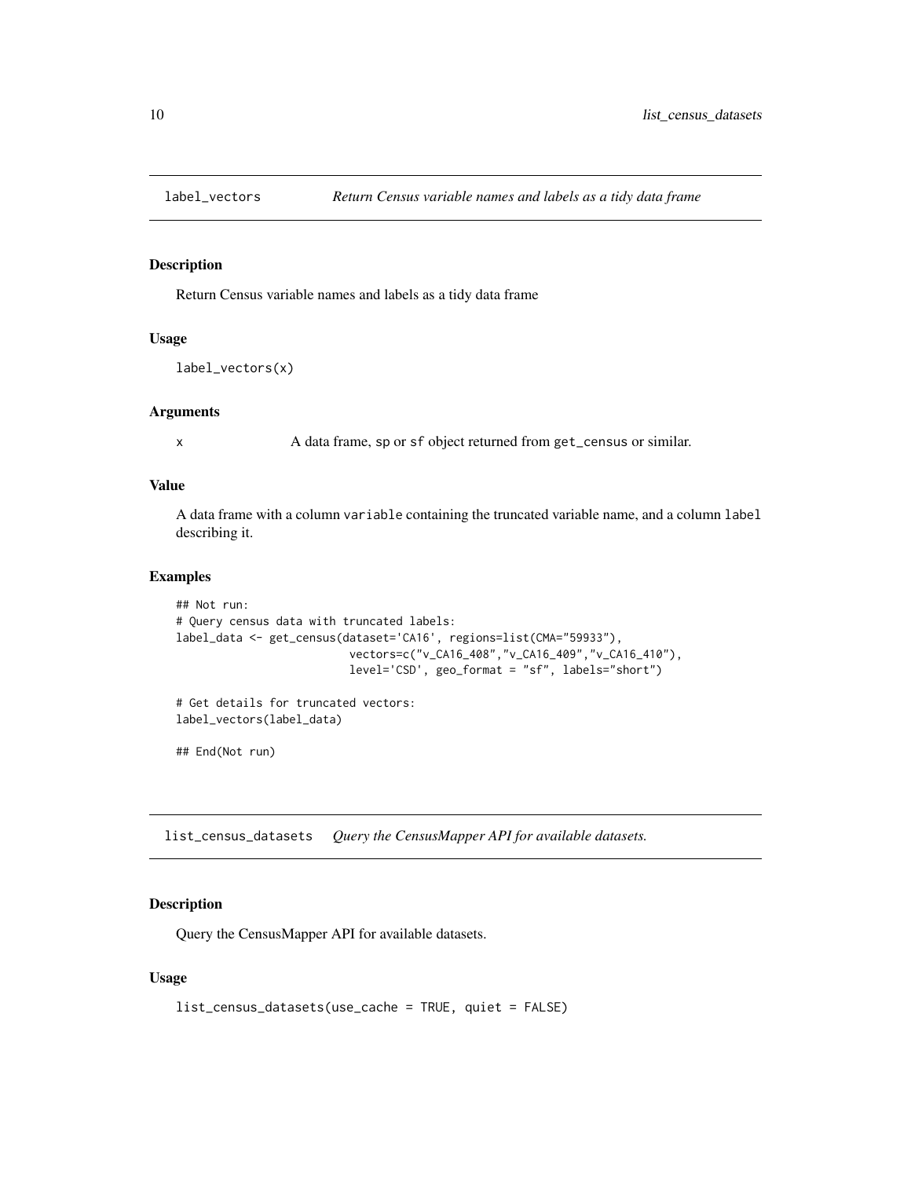## label_vectors *Return Census variable names and labels as a tidy data frame*

### Description

Return Census variable names and labels as a tidy data frame

### Usage

```
label_vectors(x)
```

### Arguments

| | |
|---|---|
| x | A data frame, sp or sf object returned from get_census or similar. |

### Value

A data frame with a column variable containing the truncated variable name, and a column label describing it.

### Examples

```
## Not run:
# Query census data with truncated labels:
label_data <- get_census(dataset='CA16', regions=list(CMA="59933"),
                          vectors=c("v_CA16_408","v_CA16_409","v_CA16_410"),
                          level='CSD', geo_format = "sf", labels="short")

# Get details for truncated vectors:
label_vectors(label_data)

## End(Not run)
```

## list_census_datasets *Query the CensusMapper API for available datasets.*

### Description

Query the CensusMapper API for available datasets.

### Usage

```
list_census_datasets(use_cache = TRUE, quiet = FALSE)
```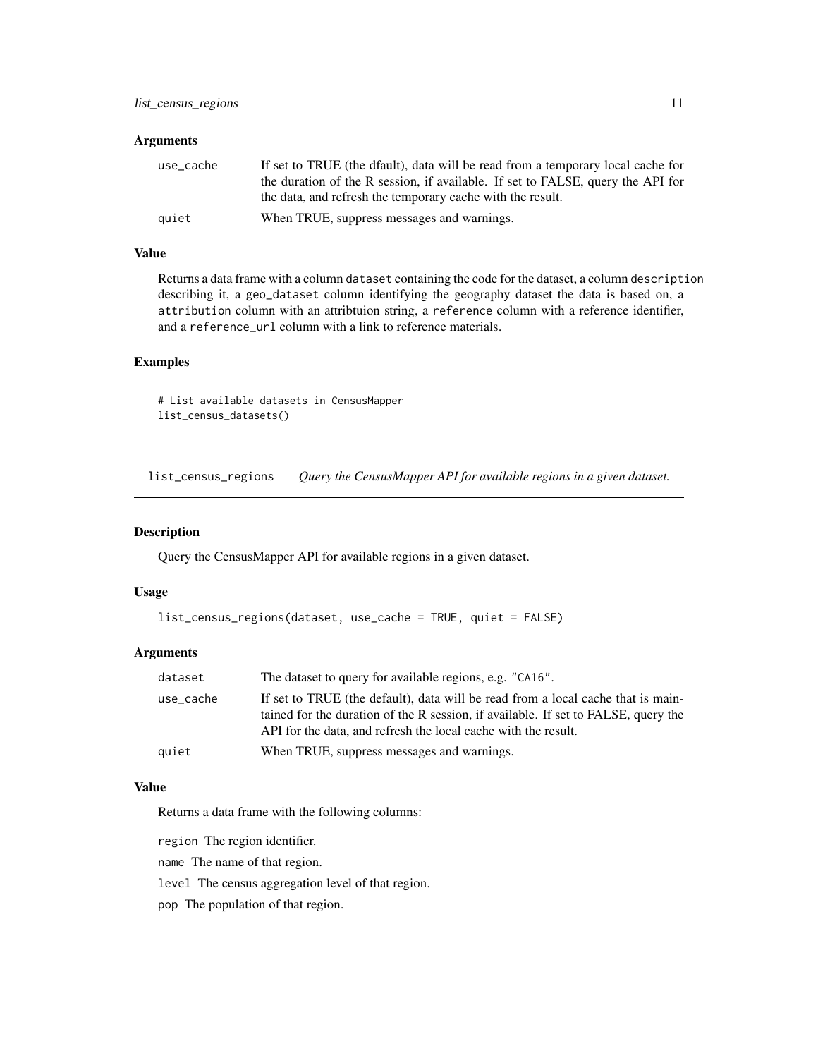### Arguments

| | |
|---|---|
| use_cache | If set to TRUE (the dfault), data will be read from a temporary local cache for the duration of the R session, if available. If set to FALSE, query the API for the data, and refresh the temporary cache with the result. |
| quiet | When TRUE, suppress messages and warnings. |

### Value

Returns a data frame with a column `dataset` containing the code for the dataset, a column `description` describing it, a `geo_dataset` column identifying the geography dataset the data is based on, a `attribution` column with an attribtuion string, a `reference` column with a reference identifier, and a `reference_url` column with a link to reference materials.

### Examples

```
# List available datasets in CensusMapper
list_census_datasets()
```

---

## list_census_regions    *Query the CensusMapper API for available regions in a given dataset.*

---

### Description

Query the CensusMapper API for available regions in a given dataset.

### Usage

```
list_census_regions(dataset, use_cache = TRUE, quiet = FALSE)
```

### Arguments

| | |
|---|---|
| dataset | The dataset to query for available regions, e.g. "CA16". |
| use_cache | If set to TRUE (the default), data will be read from a local cache that is maintained for the duration of the R session, if available. If set to FALSE, query the API for the data, and refresh the local cache with the result. |
| quiet | When TRUE, suppress messages and warnings. |

### Value

Returns a data frame with the following columns:

`region` The region identifier.

`name` The name of that region.

`level` The census aggregation level of that region.

`pop` The population of that region.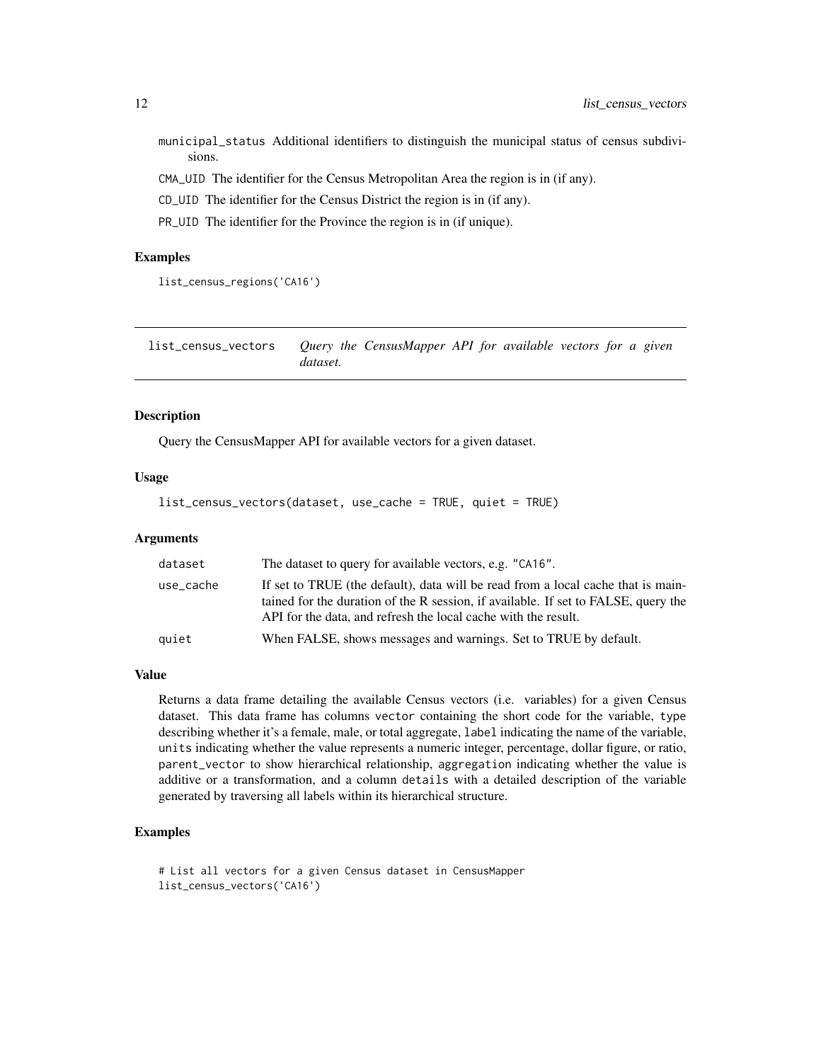municipal_status Additional identifiers to distinguish the municipal status of census subdivisions.

CMA_UID The identifier for the Census Metropolitan Area the region is in (if any).

CD_UID The identifier for the Census District the region is in (if any).

PR_UID The identifier for the Province the region is in (if unique).

### Examples

```
list_census_regions('CA16')
```

---

## list_census_vectors *Query the CensusMapper API for available vectors for a given dataset.*

---

### Description

Query the CensusMapper API for available vectors for a given dataset.

### Usage

```
list_census_vectors(dataset, use_cache = TRUE, quiet = TRUE)
```

### Arguments

| | |
|---|---|
| dataset | The dataset to query for available vectors, e.g. "CA16". |
| use_cache | If set to TRUE (the default), data will be read from a local cache that is maintained for the duration of the R session, if available. If set to FALSE, query the API for the data, and refresh the local cache with the result. |
| quiet | When FALSE, shows messages and warnings. Set to TRUE by default. |

### Value

Returns a data frame detailing the available Census vectors (i.e. variables) for a given Census dataset. This data frame has columns vector containing the short code for the variable, type describing whether it's a female, male, or total aggregate, label indicating the name of the variable, units indicating whether the value represents a numeric integer, percentage, dollar figure, or ratio, parent_vector to show hierarchical relationship, aggregation indicating whether the value is additive or a transformation, and a column details with a detailed description of the variable generated by traversing all labels within its hierarchical structure.

### Examples

```
# List all vectors for a given Census dataset in CensusMapper
list_census_vectors('CA16')
```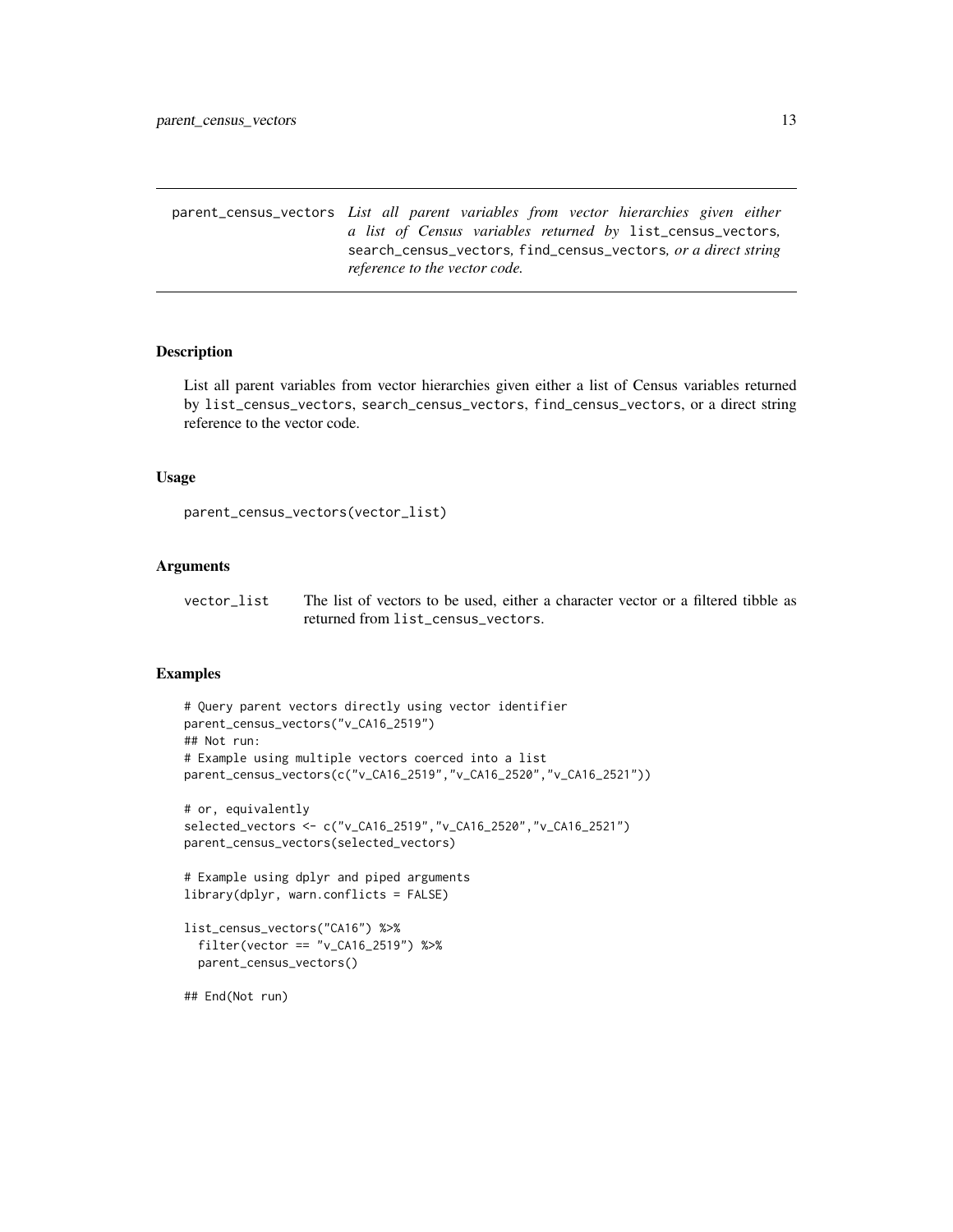parent_census_vectors *List all parent variables from vector hierarchies given either a list of Census variables returned by* list_census_vectors*,* search_census_vectors*,* find_census_vectors*, or a direct string reference to the vector code.*

## Description

List all parent variables from vector hierarchies given either a list of Census variables returned by list_census_vectors, search_census_vectors, find_census_vectors, or a direct string reference to the vector code.

## Usage

```
parent_census_vectors(vector_list)
```

## Arguments

| | |
|---|---|
| vector_list | The list of vectors to be used, either a character vector or a filtered tibble as returned from list_census_vectors. |

## Examples

```
# Query parent vectors directly using vector identifier
parent_census_vectors("v_CA16_2519")
## Not run:
# Example using multiple vectors coerced into a list
parent_census_vectors(c("v_CA16_2519","v_CA16_2520","v_CA16_2521"))

# or, equivalently
selected_vectors <- c("v_CA16_2519","v_CA16_2520","v_CA16_2521")
parent_census_vectors(selected_vectors)

# Example using dplyr and piped arguments
library(dplyr, warn.conflicts = FALSE)

list_census_vectors("CA16") %>%
  filter(vector == "v_CA16_2519") %>%
  parent_census_vectors()

## End(Not run)
```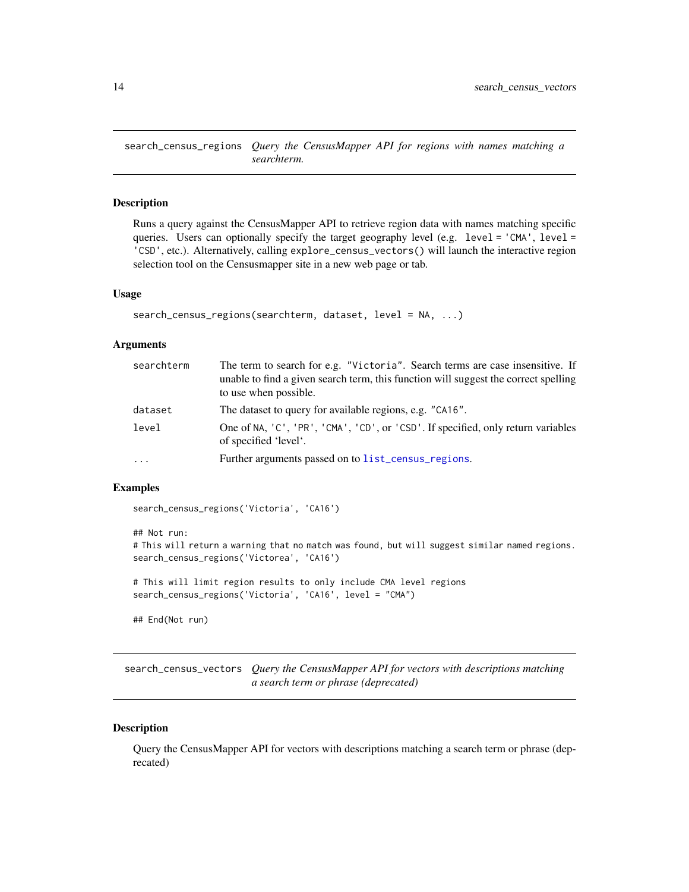## search_census_regions

*Query the CensusMapper API for regions with names matching a searchterm.*

### Description

Runs a query against the CensusMapper API to retrieve region data with names matching specific queries. Users can optionally specify the target geography level (e.g. `level = 'CMA'`, `level = 'CSD'`, etc.). Alternatively, calling `explore_census_vectors()` will launch the interactive region selection tool on the Censusmapper site in a new web page or tab.

### Usage

```
search_census_regions(searchterm, dataset, level = NA, ...)
```

### Arguments

| | |
|---|---|
| `searchterm` | The term to search for e.g. `"Victoria"`. Search terms are case insensitive. If unable to find a given search term, this function will suggest the correct spelling to use when possible. |
| `dataset` | The dataset to query for available regions, e.g. `"CA16"`. |
| `level` | One of `NA`, `'C'`, `'PR'`, `'CMA'`, `'CD'`, or `'CSD'`. If specified, only return variables of specified 'level'. |
| `...` | Further arguments passed on to `list_census_regions`. |

### Examples

```
search_census_regions('Victoria', 'CA16')

## Not run:
# This will return a warning that no match was found, but will suggest similar named regions.
search_census_regions('Victorea', 'CA16')

# This will limit region results to only include CMA level regions
search_census_regions('Victoria', 'CA16', level = "CMA")

## End(Not run)
```

## search_census_vectors

*Query the CensusMapper API for vectors with descriptions matching a search term or phrase (deprecated)*

### Description

Query the CensusMapper API for vectors with descriptions matching a search term or phrase (deprecated)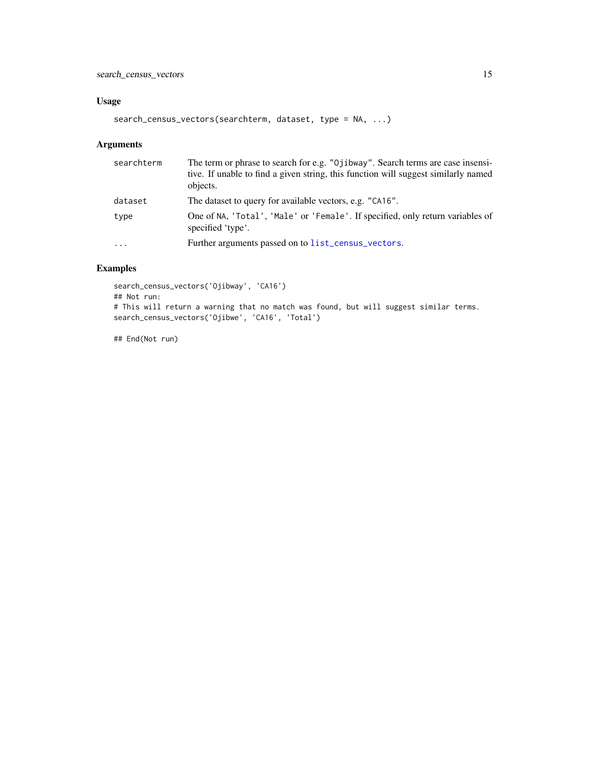## Usage

```
search_census_vectors(searchterm, dataset, type = NA, ...)
```

## Arguments

| | |
|---|---|
| searchterm | The term or phrase to search for e.g. "Ojibway". Search terms are case insensitive. If unable to find a given string, this function will suggest similarly named objects. |
| dataset | The dataset to query for available vectors, e.g. "CA16". |
| type | One of NA, 'Total', 'Male' or 'Female'. If specified, only return variables of specified 'type'. |
| ... | Further arguments passed on to list_census_vectors. |

## Examples

```
search_census_vectors('Ojibway', 'CA16')
## Not run:
# This will return a warning that no match was found, but will suggest similar terms.
search_census_vectors('Ojibwe', 'CA16', 'Total')

## End(Not run)
```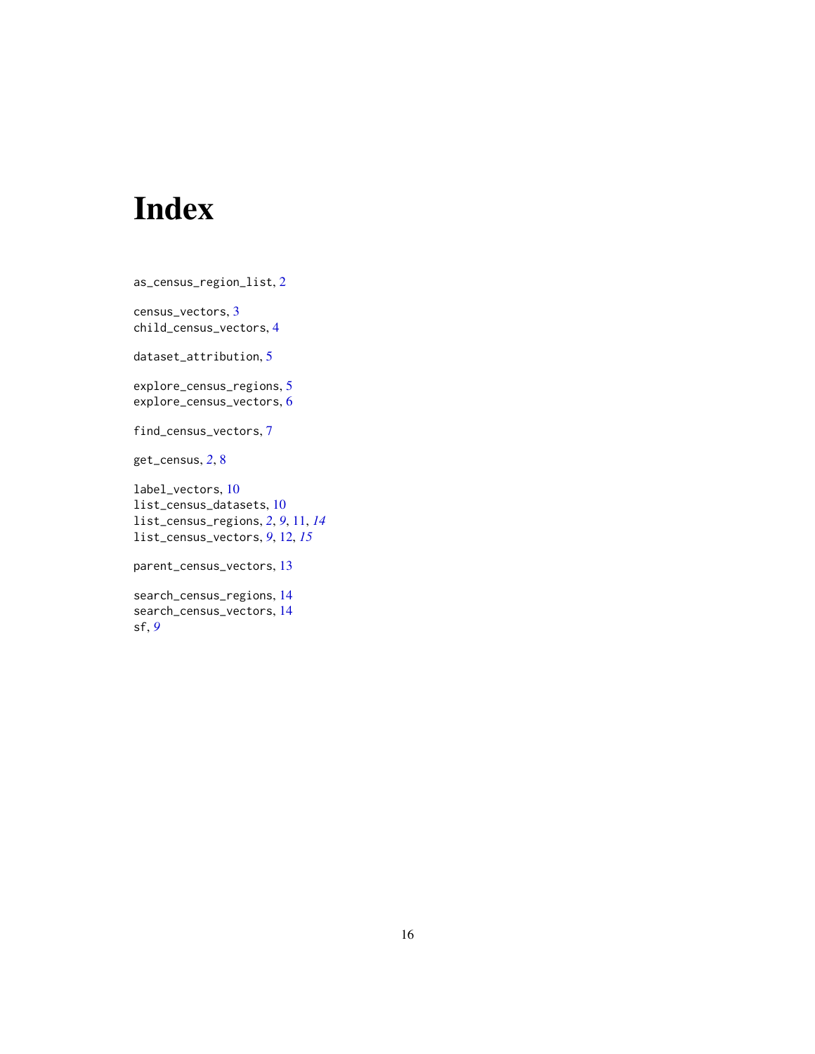# Index

as_census_region_list, 2

census_vectors, 3
child_census_vectors, 4

dataset_attribution, 5

explore_census_regions, 5
explore_census_vectors, 6

find_census_vectors, 7

get_census, *2*, 8

label_vectors, 10
list_census_datasets, 10
list_census_regions, *2*, *9*, 11, *14*
list_census_vectors, *9*, 12, *15*

parent_census_vectors, 13

search_census_regions, 14
search_census_vectors, 14
sf, *9*